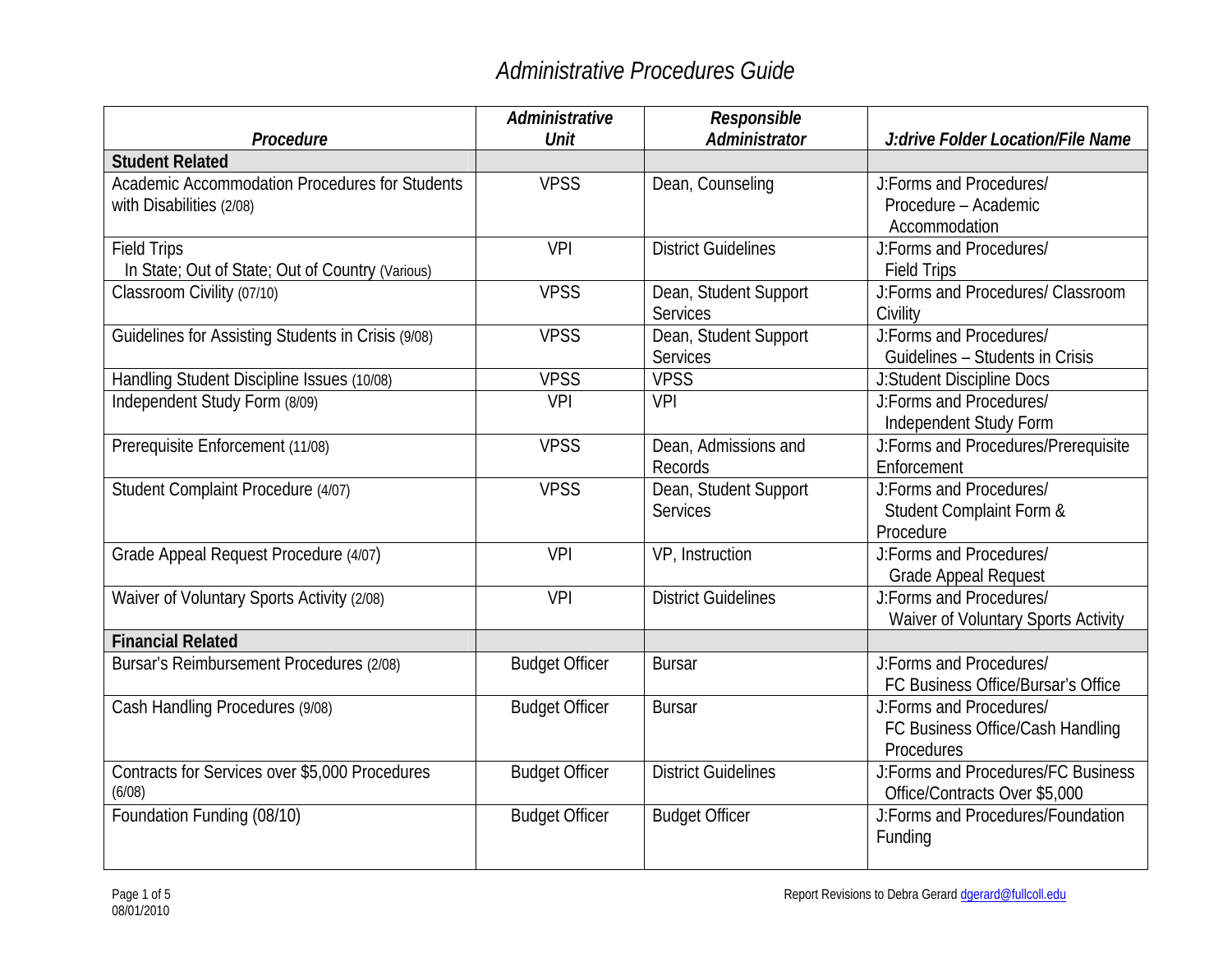# Administrative Procedures Guide

| Procedure | Administrative Unit | Responsible Administrator | J:drive Folder Location/File Name |
|---|---|---|---|
| **Student Related** | | | |
| Academic Accommodation Procedures for Students with Disabilities (2/08) | VPSS | Dean, Counseling | J:Forms and Procedures/ Procedure – Academic Accommodation |
| Field Trips In State; Out of State; Out of Country (Various) | VPI | District Guidelines | J:Forms and Procedures/ Field Trips |
| Classroom Civility (07/10) | VPSS | Dean, Student Support Services | J:Forms and Procedures/ Classroom Civility |
| Guidelines for Assisting Students in Crisis (9/08) | VPSS | Dean, Student Support Services | J:Forms and Procedures/ Guidelines – Students in Crisis |
| Handling Student Discipline Issues (10/08) | VPSS | VPSS | J:Student Discipline Docs |
| Independent Study Form (8/09) | VPI | VPI | J:Forms and Procedures/ Independent Study Form |
| Prerequisite Enforcement (11/08) | VPSS | Dean, Admissions and Records | J:Forms and Procedures/Prerequisite Enforcement |
| Student Complaint Procedure (4/07) | VPSS | Dean, Student Support Services | J:Forms and Procedures/ Student Complaint Form & Procedure |
| Grade Appeal Request Procedure (4/07) | VPI | VP, Instruction | J:Forms and Procedures/ Grade Appeal Request |
| Waiver of Voluntary Sports Activity (2/08) | VPI | District Guidelines | J:Forms and Procedures/ Waiver of Voluntary Sports Activity |
| **Financial Related** | | | |
| Bursar's Reimbursement Procedures (2/08) | Budget Officer | Bursar | J:Forms and Procedures/ FC Business Office/Bursar's Office |
| Cash Handling Procedures (9/08) | Budget Officer | Bursar | J:Forms and Procedures/ FC Business Office/Cash Handling Procedures |
| Contracts for Services over $5,000 Procedures (6/08) | Budget Officer | District Guidelines | J:Forms and Procedures/FC Business Office/Contracts Over $5,000 |
| Foundation Funding (08/10) | Budget Officer | Budget Officer | J:Forms and Procedures/Foundation Funding |

08/01/2010

Report Revisions to Debra Gerard dgerard@fullcoll.edu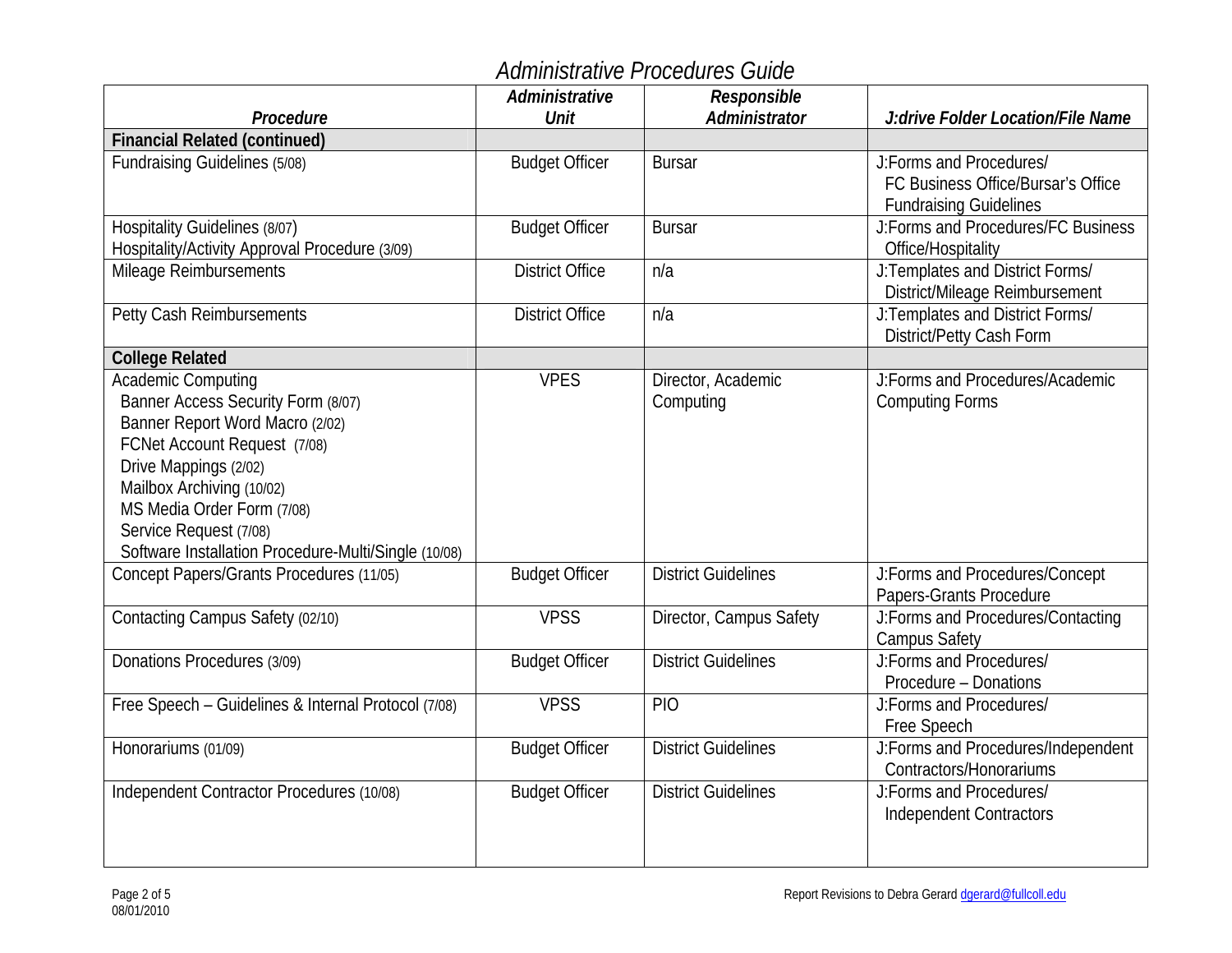# Administrative Procedures Guide

| *Procedure* | *Administrative Unit* | *Responsible Administrator* | *J:drive Folder Location/File Name* |
|---|---|---|---|
| **Financial Related (continued)** | | | |
| Fundraising Guidelines (5/08) | Budget Officer | Bursar | J:Forms and Procedures/ FC Business Office/Bursar's Office Fundraising Guidelines |
| Hospitality Guidelines (8/07)<br>Hospitality/Activity Approval Procedure (3/09) | Budget Officer | Bursar | J:Forms and Procedures/FC Business Office/Hospitality |
| Mileage Reimbursements | District Office | n/a | J:Templates and District Forms/ District/Mileage Reimbursement |
| Petty Cash Reimbursements | District Office | n/a | J:Templates and District Forms/ District/Petty Cash Form |
| **College Related** | | | |
| Academic Computing<br>Banner Access Security Form (8/07)<br>Banner Report Word Macro (2/02)<br>FCNet Account Request (7/08)<br>Drive Mappings (2/02)<br>Mailbox Archiving (10/02)<br>MS Media Order Form (7/08)<br>Service Request (7/08)<br>Software Installation Procedure-Multi/Single (10/08) | VPES | Director, Academic Computing | J:Forms and Procedures/Academic Computing Forms |
| Concept Papers/Grants Procedures (11/05) | Budget Officer | District Guidelines | J:Forms and Procedures/Concept Papers-Grants Procedure |
| Contacting Campus Safety (02/10) | VPSS | Director, Campus Safety | J:Forms and Procedures/Contacting Campus Safety |
| Donations Procedures (3/09) | Budget Officer | District Guidelines | J:Forms and Procedures/ Procedure – Donations |
| Free Speech – Guidelines & Internal Protocol (7/08) | VPSS | PIO | J:Forms and Procedures/ Free Speech |
| Honorariums (01/09) | Budget Officer | District Guidelines | J:Forms and Procedures/Independent Contractors/Honorariums |
| Independent Contractor Procedures (10/08) | Budget Officer | District Guidelines | J:Forms and Procedures/ Independent Contractors |

08/01/2010

Report Revisions to Debra Gerard dgerard@fullcoll.edu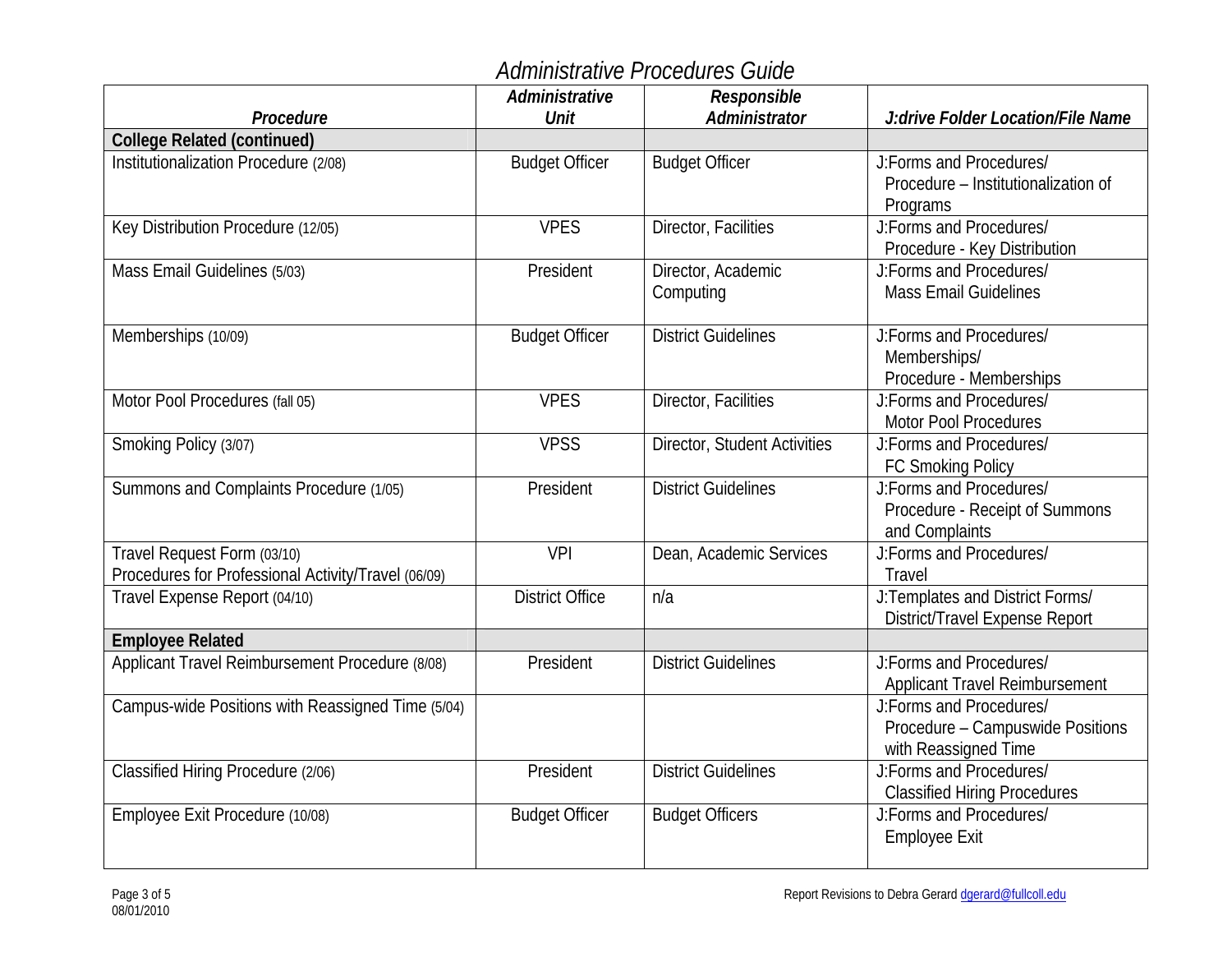# Administrative Procedures Guide

| *Procedure* | *Administrative Unit* | *Responsible Administrator* | *J:drive Folder Location/File Name* |
|---|---|---|---|
| **College Related (continued)** | | | |
| Institutionalization Procedure (2/08) | Budget Officer | Budget Officer | J:Forms and Procedures/ Procedure – Institutionalization of Programs |
| Key Distribution Procedure (12/05) | VPES | Director, Facilities | J:Forms and Procedures/ Procedure - Key Distribution |
| Mass Email Guidelines (5/03) | President | Director, Academic Computing | J:Forms and Procedures/ Mass Email Guidelines |
| Memberships (10/09) | Budget Officer | District Guidelines | J:Forms and Procedures/ Memberships/ Procedure - Memberships |
| Motor Pool Procedures (fall 05) | VPES | Director, Facilities | J:Forms and Procedures/ Motor Pool Procedures |
| Smoking Policy (3/07) | VPSS | Director, Student Activities | J:Forms and Procedures/ FC Smoking Policy |
| Summons and Complaints Procedure (1/05) | President | District Guidelines | J:Forms and Procedures/ Procedure - Receipt of Summons and Complaints |
| Travel Request Form (03/10)<br>Procedures for Professional Activity/Travel (06/09) | VPI | Dean, Academic Services | J:Forms and Procedures/ Travel |
| Travel Expense Report (04/10) | District Office | n/a | J:Templates and District Forms/ District/Travel Expense Report |
| **Employee Related** | | | |
| Applicant Travel Reimbursement Procedure (8/08) | President | District Guidelines | J:Forms and Procedures/ Applicant Travel Reimbursement |
| Campus-wide Positions with Reassigned Time (5/04) | | | J:Forms and Procedures/ Procedure – Campuswide Positions with Reassigned Time |
| Classified Hiring Procedure (2/06) | President | District Guidelines | J:Forms and Procedures/ Classified Hiring Procedures |
| Employee Exit Procedure (10/08) | Budget Officer | Budget Officers | J:Forms and Procedures/ Employee Exit |

08/01/2010

Report Revisions to Debra Gerard dgerard@fullcoll.edu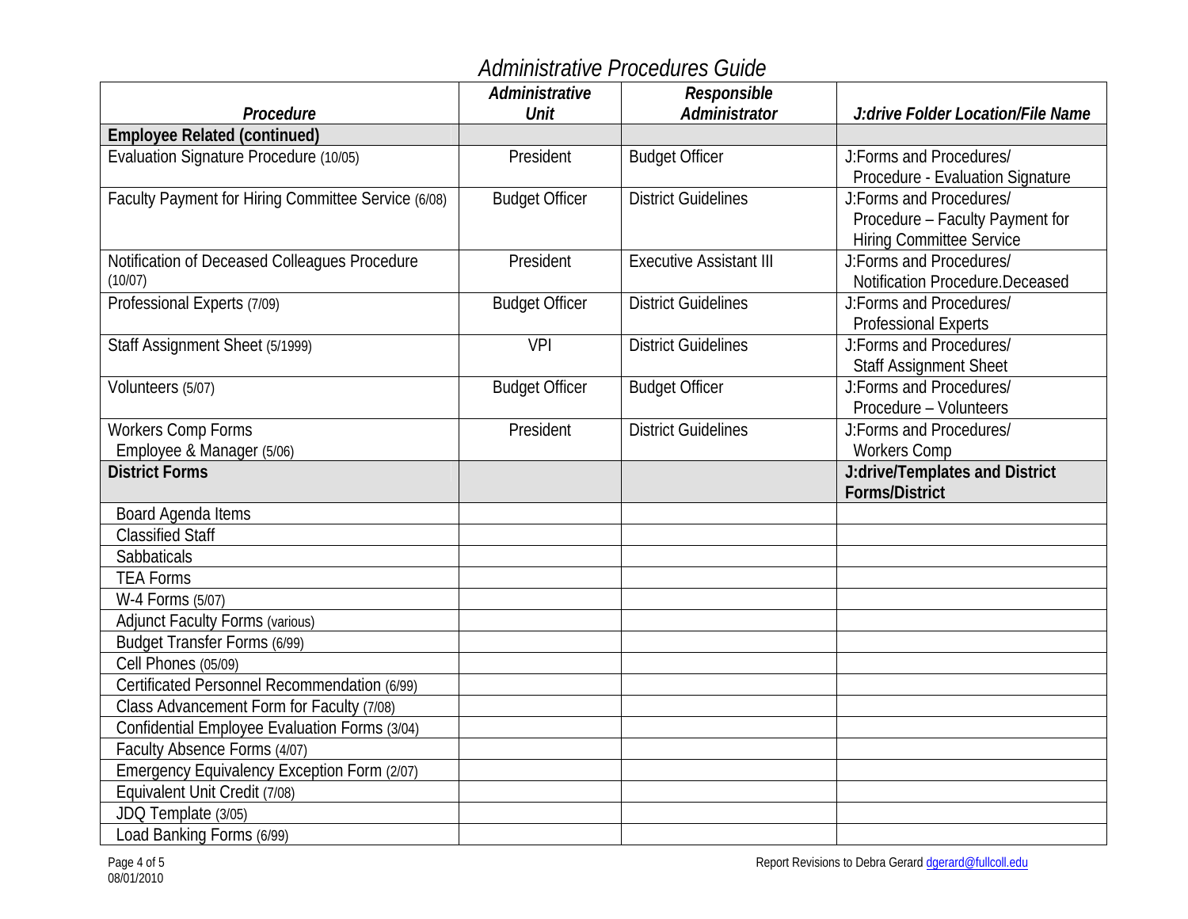# Administrative Procedures Guide

| ***Procedure*** | ***Administrative Unit*** | ***Responsible Administrator*** | ***J:drive Folder Location/File Name*** |
|---|---|---|---|
| **Employee Related (continued)** | | | |
| Evaluation Signature Procedure (10/05) | President | Budget Officer | J:Forms and Procedures/ Procedure - Evaluation Signature |
| Faculty Payment for Hiring Committee Service (6/08) | Budget Officer | District Guidelines | J:Forms and Procedures/ Procedure – Faculty Payment for Hiring Committee Service |
| Notification of Deceased Colleagues Procedure (10/07) | President | Executive Assistant III | J:Forms and Procedures/ Notification Procedure.Deceased |
| Professional Experts (7/09) | Budget Officer | District Guidelines | J:Forms and Procedures/ Professional Experts |
| Staff Assignment Sheet (5/1999) | VPI | District Guidelines | J:Forms and Procedures/ Staff Assignment Sheet |
| Volunteers (5/07) | Budget Officer | Budget Officer | J:Forms and Procedures/ Procedure – Volunteers |
| Workers Comp Forms Employee & Manager (5/06) | President | District Guidelines | J:Forms and Procedures/ Workers Comp |
| **District Forms** | | | **J:drive/Templates and District Forms/District** |
| Board Agenda Items | | | |
| Classified Staff | | | |
| Sabbaticals | | | |
| TEA Forms | | | |
| W-4 Forms (5/07) | | | |
| Adjunct Faculty Forms (various) | | | |
| Budget Transfer Forms (6/99) | | | |
| Cell Phones (05/09) | | | |
| Certificated Personnel Recommendation (6/99) | | | |
| Class Advancement Form for Faculty (7/08) | | | |
| Confidential Employee Evaluation Forms (3/04) | | | |
| Faculty Absence Forms (4/07) | | | |
| Emergency Equivalency Exception Form (2/07) | | | |
| Equivalent Unit Credit (7/08) | | | |
| JDQ Template (3/05) | | | |
| Load Banking Forms (6/99) | | | |

08/01/2010

Report Revisions to Debra Gerard dgerard@fullcoll.edu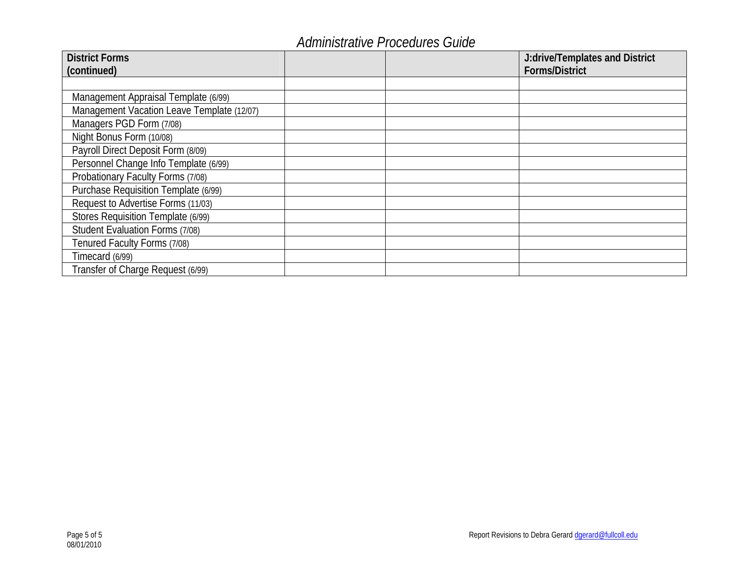| District Forms (continued) | | | J:drive/Templates and District Forms/District |
|---|---|---|---|
| | | | |
| Management Appraisal Template (6/99) | | | |
| Management Vacation Leave Template (12/07) | | | |
| Managers PGD Form (7/08) | | | |
| Night Bonus Form (10/08) | | | |
| Payroll Direct Deposit Form (8/09) | | | |
| Personnel Change Info Template (6/99) | | | |
| Probationary Faculty Forms (7/08) | | | |
| Purchase Requisition Template (6/99) | | | |
| Request to Advertise Forms (11/03) | | | |
| Stores Requisition Template (6/99) | | | |
| Student Evaluation Forms (7/08) | | | |
| Tenured Faculty Forms (7/08) | | | |
| Timecard (6/99) | | | |
| Transfer of Charge Request (6/99) | | | |